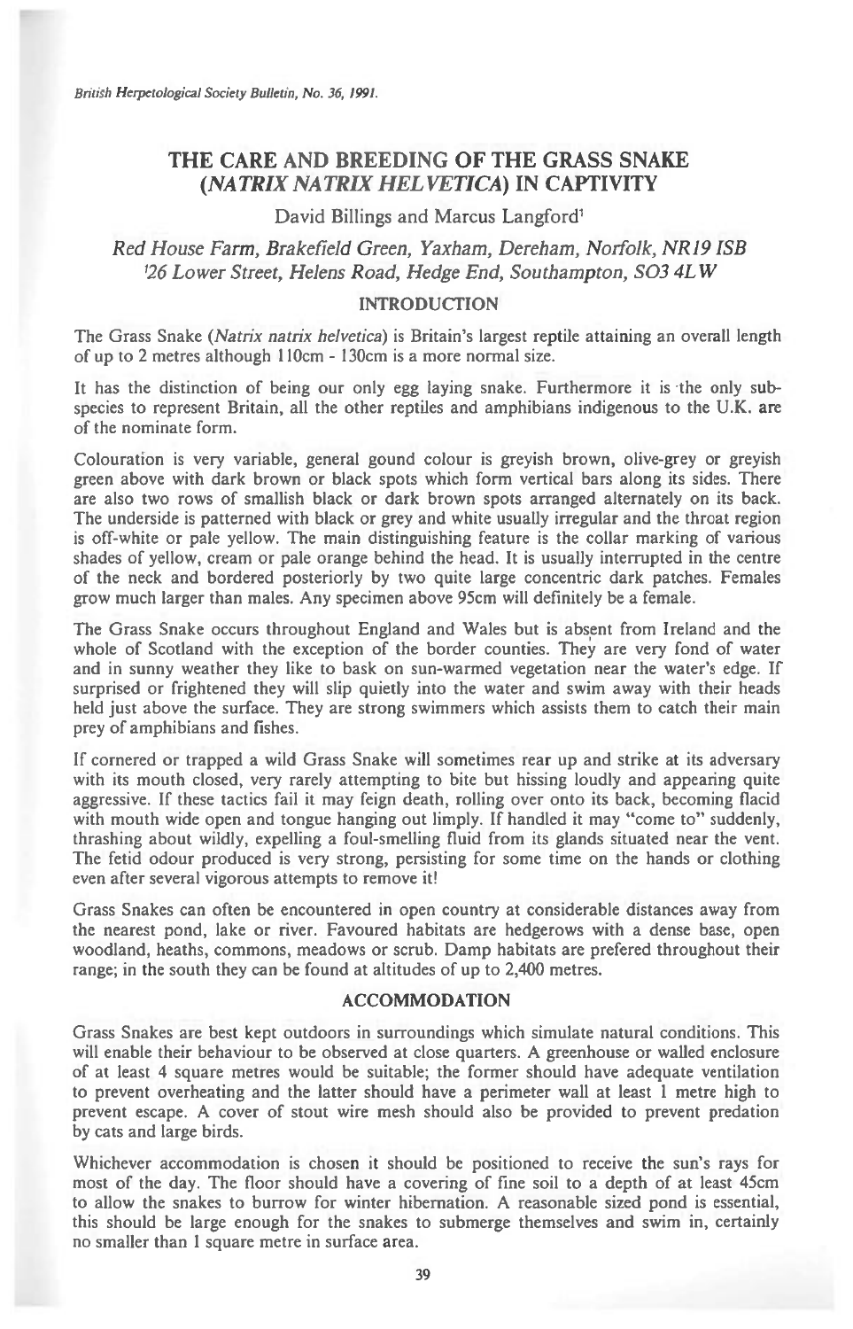# THE CARE AND BREEDING OF THE GRASS SNAKE (*NATRIX NATRIX HELVETICA*) IN CAPTIVITY

David Billings and Marcus Langford[1]

*Red House Farm, Brakefield Green, Yaxham, Dereham, Norfolk, NR19 ISB*
*[1]26 Lower Street, Helens Road, Hedge End, Southampton, SO3 4LW*

## INTRODUCTION

The Grass Snake (*Natrix natrix helvetica*) is Britain's largest reptile attaining an overall length of up to 2 metres although 110cm - 130cm is a more normal size.

It has the distinction of being our only egg laying snake. Furthermore it is the only subspecies to represent Britain, all the other reptiles and amphibians indigenous to the U.K. are of the nominate form.

Colouration is very variable, general gound colour is greyish brown, olive-grey or greyish green above with dark brown or black spots which form vertical bars along its sides. There are also two rows of smallish black or dark brown spots arranged alternately on its back. The underside is patterned with black or grey and white usually irregular and the throat region is off-white or pale yellow. The main distinguishing feature is the collar marking of various shades of yellow, cream or pale orange behind the head. It is usually interrupted in the centre of the neck and bordered posteriorly by two quite large concentric dark patches. Females grow much larger than males. Any specimen above 95cm will definitely be a female.

The Grass Snake occurs throughout England and Wales but is absent from Ireland and the whole of Scotland with the exception of the border counties. They are very fond of water and in sunny weather they like to bask on sun-warmed vegetation near the water's edge. If surprised or frightened they will slip quietly into the water and swim away with their heads held just above the surface. They are strong swimmers which assists them to catch their main prey of amphibians and fishes.

If cornered or trapped a wild Grass Snake will sometimes rear up and strike at its adversary with its mouth closed, very rarely attempting to bite but hissing loudly and appearing quite aggressive. If these tactics fail it may feign death, rolling over onto its back, becoming flacid with mouth wide open and tongue hanging out limply. If handled it may "come to" suddenly, thrashing about wildly, expelling a foul-smelling fluid from its glands situated near the vent. The fetid odour produced is very strong, persisting for some time on the hands or clothing even after several vigorous attempts to remove it!

Grass Snakes can often be encountered in open country at considerable distances away from the nearest pond, lake or river. Favoured habitats are hedgerows with a dense base, open woodland, heaths, commons, meadows or scrub. Damp habitats are prefered throughout their range; in the south they can be found at altitudes of up to 2,400 metres.

## ACCOMMODATION

Grass Snakes are best kept outdoors in surroundings which simulate natural conditions. This will enable their behaviour to be observed at close quarters. A greenhouse or walled enclosure of at least 4 square metres would be suitable; the former should have adequate ventilation to prevent overheating and the latter should have a perimeter wall at least 1 metre high to prevent escape. A cover of stout wire mesh should also be provided to prevent predation by cats and large birds.

Whichever accommodation is chosen it should be positioned to receive the sun's rays for most of the day. The floor should have a covering of fine soil to a depth of at least 45cm to allow the snakes to burrow for winter hibernation. A reasonable sized pond is essential, this should be large enough for the snakes to submerge themselves and swim in, certainly no smaller than 1 square metre in surface area.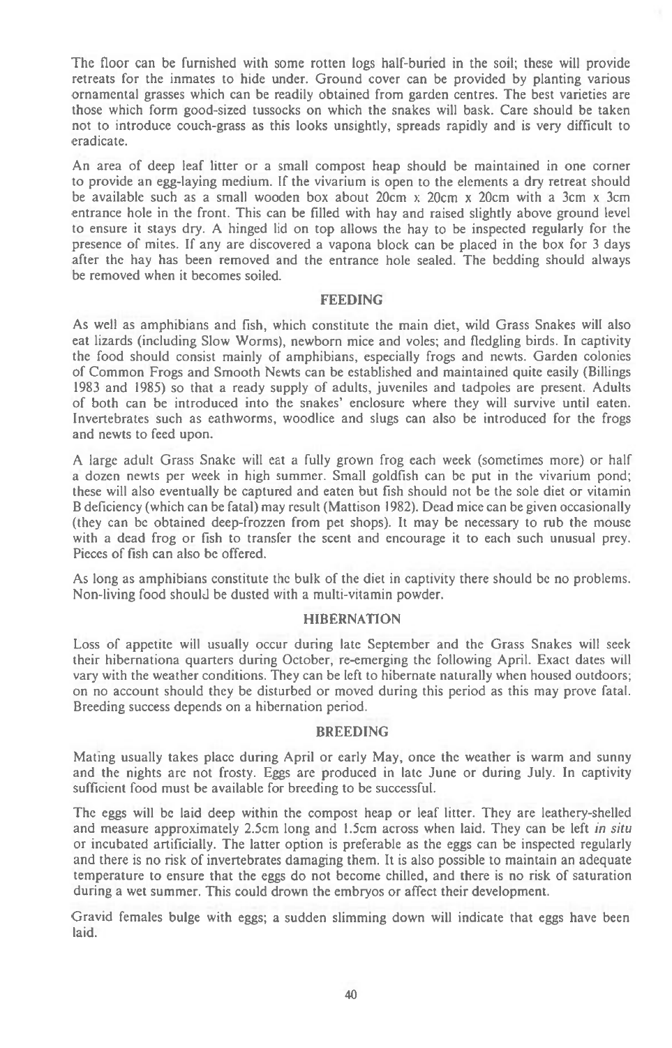The floor can be furnished with some rotten logs half-buried in the soil; these will provide retreats for the inmates to hide under. Ground cover can be provided by planting various ornamental grasses which can be readily obtained from garden centres. The best varieties are those which form good-sized tussocks on which the snakes will bask. Care should be taken not to introduce couch-grass as this looks unsightly, spreads rapidly and is very difficult to eradicate.

An area of deep leaf litter or a small compost heap should be maintained in one corner to provide an egg-laying medium. If the vivarium is open to the elements a dry retreat should be available such as a small wooden box about 20cm x 20cm x 20cm with a 3cm x 3cm entrance hole in the front. This can be filled with hay and raised slightly above ground level to ensure it stays dry. A hinged lid on top allows the hay to be inspected regularly for the presence of mites. If any are discovered a vapona block can be placed in the box for 3 days after the hay has been removed and the entrance hole sealed. The bedding should always be removed when it becomes soiled.

## FEEDING

As well as amphibians and fish, which constitute the main diet, wild Grass Snakes will also eat lizards (including Slow Worms), newborn mice and voles; and fledgling birds. In captivity the food should consist mainly of amphibians, especially frogs and newts. Garden colonies of Common Frogs and Smooth Newts can be established and maintained quite easily (Billings 1983 and 1985) so that a ready supply of adults, juveniles and tadpoles are present. Adults of both can be introduced into the snakes' enclosure where they will survive until eaten. Invertebrates such as eathworms, woodlice and slugs can also be introduced for the frogs and newts to feed upon.

A large adult Grass Snake will eat a fully grown frog each week (sometimes more) or half a dozen newts per week in high summer. Small goldfish can be put in the vivarium pond; these will also eventually be captured and eaten but fish should not be the sole diet or vitamin B deficiency (which can be fatal) may result (Mattison 1982). Dead mice can be given occasionally (they can be obtained deep-frozzen from pet shops). It may be necessary to rub the mouse with a dead frog or fish to transfer the scent and encourage it to each such unusual prey. Pieces of fish can also be offered.

As long as amphibians constitute the bulk of the diet in captivity there should be no problems. Non-living food should be dusted with a multi-vitamin powder.

## HIBERNATION

Loss of appetite will usually occur during late September and the Grass Snakes will seek their hibernationa quarters during October, re-emerging the following April. Exact dates will vary with the weather conditions. They can be left to hibernate naturally when housed outdoors; on no account should they be disturbed or moved during this period as this may prove fatal. Breeding success depends on a hibernation period.

## BREEDING

Mating usually takes place during April or early May, once the weather is warm and sunny and the nights are not frosty. Eggs are produced in late June or during July. In captivity sufficient food must be available for breeding to be successful.

The eggs will be laid deep within the compost heap or leaf litter. They are leathery-shelled and measure approximately 2.5cm long and 1.5cm across when laid. They can be left *in situ* or incubated artificially. The latter option is preferable as the eggs can be inspected regularly and there is no risk of invertebrates damaging them. It is also possible to maintain an adequate temperature to ensure that the eggs do not become chilled, and there is no risk of saturation during a wet summer. This could drown the embryos or affect their development.

Gravid females bulge with eggs; a sudden slimming down will indicate that eggs have been laid.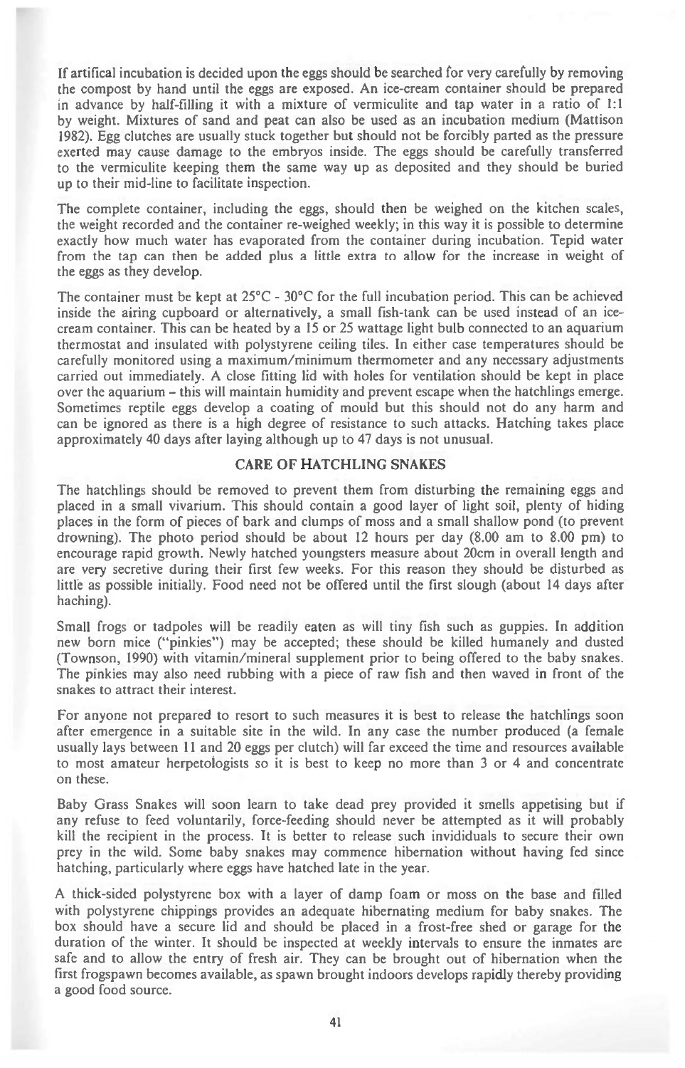If artifical incubation is decided upon the eggs should be searched for very carefully by removing the compost by hand until the eggs are exposed. An ice-cream container should be prepared in advance by half-filling it with a mixture of vermiculite and tap water in a ratio of 1:1 by weight. Mixtures of sand and peat can also be used as an incubation medium (Mattison 1982). Egg clutches are usually stuck together but should not be forcibly parted as the pressure exerted may cause damage to the embryos inside. The eggs should be carefully transferred to the vermiculite keeping them the same way up as deposited and they should be buried up to their mid-line to facilitate inspection.

The complete container, including the eggs, should then be weighed on the kitchen scales, the weight recorded and the container re-weighed weekly; in this way it is possible to determine exactly how much water has evaporated from the container during incubation. Tepid water from the tap can then be added plus a little extra to allow for the increase in weight of the eggs as they develop.

The container must be kept at 25°C - 30°C for the full incubation period. This can be achieved inside the airing cupboard or alternatively, a small fish-tank can be used instead of an ice-cream container. This can be heated by a 15 or 25 wattage light bulb connected to an aquarium thermostat and insulated with polystyrene ceiling tiles. In either case temperatures should be carefully monitored using a maximum/minimum thermometer and any necessary adjustments carried out immediately. A close fitting lid with holes for ventilation should be kept in place over the aquarium – this will maintain humidity and prevent escape when the hatchlings emerge. Sometimes reptile eggs develop a coating of mould but this should not do any harm and can be ignored as there is a high degree of resistance to such attacks. Hatching takes place approximately 40 days after laying although up to 47 days is not unusual.

## CARE OF HATCHLING SNAKES

The hatchlings should be removed to prevent them from disturbing the remaining eggs and placed in a small vivarium. This should contain a good layer of light soil, plenty of hiding places in the form of pieces of bark and clumps of moss and a small shallow pond (to prevent drowning). The photo period should be about 12 hours per day (8.00 am to 8.00 pm) to encourage rapid growth. Newly hatched youngsters measure about 20cm in overall length and are very secretive during their first few weeks. For this reason they should be disturbed as little as possible initially. Food need not be offered until the first slough (about 14 days after haching).

Small frogs or tadpoles will be readily eaten as will tiny fish such as guppies. In addition new born mice ("pinkies") may be accepted; these should be killed humanely and dusted (Townson, 1990) with vitamin/mineral supplement prior to being offered to the baby snakes. The pinkies may also need rubbing with a piece of raw fish and then waved in front of the snakes to attract their interest.

For anyone not prepared to resort to such measures it is best to release the hatchlings soon after emergence in a suitable site in the wild. In any case the number produced (a female usually lays between 11 and 20 eggs per clutch) will far exceed the time and resources available to most amateur herpetologists so it is best to keep no more than 3 or 4 and concentrate on these.

Baby Grass Snakes will soon learn to take dead prey provided it smells appetising but if any refuse to feed voluntarily, force-feeding should never be attempted as it will probably kill the recipient in the process. It is better to release such invididuals to secure their own prey in the wild. Some baby snakes may commence hibernation without having fed since hatching, particularly where eggs have hatched late in the year.

A thick-sided polystyrene box with a layer of damp foam or moss on the base and filled with polystyrene chippings provides an adequate hibernating medium for baby snakes. The box should have a secure lid and should be placed in a frost-free shed or garage for the duration of the winter. It should be inspected at weekly intervals to ensure the inmates are safe and to allow the entry of fresh air. They can be brought out of hibernation when the first frogspawn becomes available, as spawn brought indoors develops rapidly thereby providing a good food source.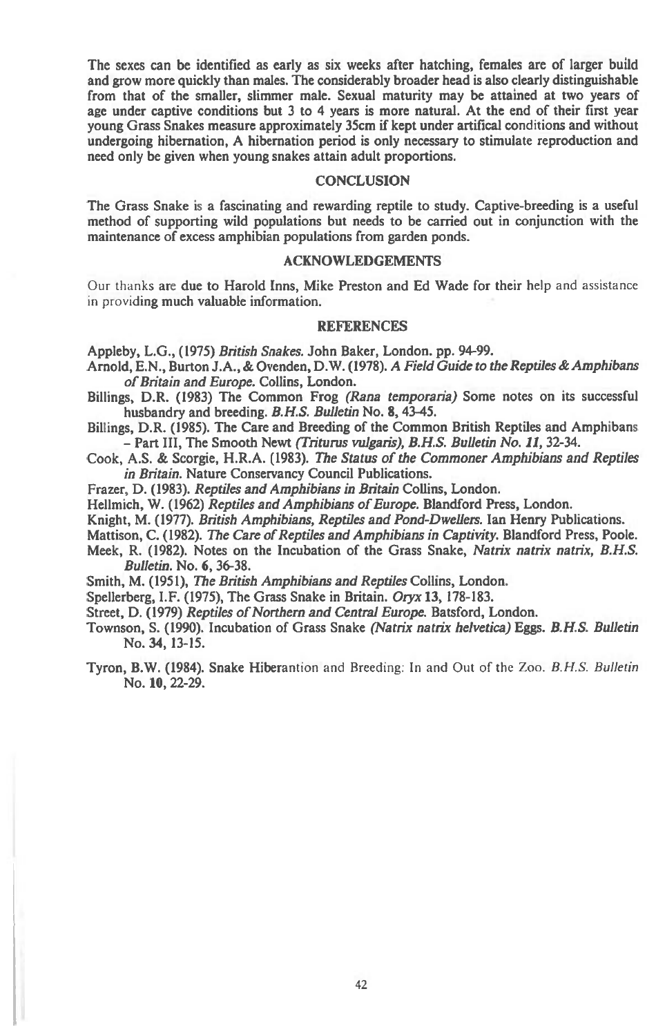The sexes can be identified as early as six weeks after hatching, females are of larger build and grow more quickly than males. The considerably broader head is also clearly distinguishable from that of the smaller, slimmer male. Sexual maturity may be attained at two years of age under captive conditions but 3 to 4 years is more natural. At the end of their first year young Grass Snakes measure approximately 35cm if kept under artifical conditions and without undergoing hibernation, A hibernation period is only necessary to stimulate reproduction and need only be given when young snakes attain adult proportions.

## CONCLUSION

The Grass Snake is a fascinating and rewarding reptile to study. Captive-breeding is a useful method of supporting wild populations but needs to be carried out in conjunction with the maintenance of excess amphibian populations from garden ponds.

## ACKNOWLEDGEMENTS

Our thanks are due to Harold Inns, Mike Preston and Ed Wade for their help and assistance in providing much valuable information.

## REFERENCES

Appleby, L.G., (1975) *British Snakes.* John Baker, London. pp. 94-99.

Arnold, E.N., Burton J.A., & Ovenden, D.W. (1978). *A Field Guide to the Reptiles & Amphibans of Britain and Europe.* Collins, London.

Billings, D.R. (1983) The Common Frog *(Rana temporaria)* Some notes on its successful husbandry and breeding. *B.H.S. Bulletin* No. **8**, 43-45.

Billings, D.R. (1985). The Care and Breeding of the Common British Reptiles and Amphibans – Part III, The Smooth Newt *(Triturus vulgaris), B.H.S. Bulletin No.* ***11***, 32-34.

Cook, A.S. & Scorgie, H.R.A. (1983). *The Status of the Commoner Amphibians and Reptiles in Britain.* Nature Conservancy Council Publications.

Frazer, D. (1983). *Reptiles and Amphibians in Britain* Collins, London.

Hellmich, W. (1962) *Reptiles and Amphibians of Europe.* Blandford Press, London.

Knight, M. (1977). *British Amphibians, Reptiles and Pond-Dwellers.* Ian Henry Publications.

Mattison, C. (1982). *The Care of Reptiles and Amphibians in Captivity.* Blandford Press, Poole.

Meek, R. (1982). Notes on the Incubation of the Grass Snake, *Natrix natrix natrix, B.H.S. Bulletin.* No. **6**, 36-38.

Smith, M. (1951), *The British Amphibians and Reptiles* Collins, London.

Spellerberg, I.F. (1975), The Grass Snake in Britain. *Oryx* **13**, 178-183.

Street, D. (1979) *Reptiles of Northern and Central Europe.* Batsford, London.

Townson, S. (1990). Incubation of Grass Snake *(Natrix natrix helvetica)* Eggs. *B.H.S. Bulletin* No. **34**, 13-15.

Tyron, B.W. (1984). Snake Hiberantion and Breeding: In and Out of the Zoo. *B.H.S. Bulletin* No. **10**, 22-29.